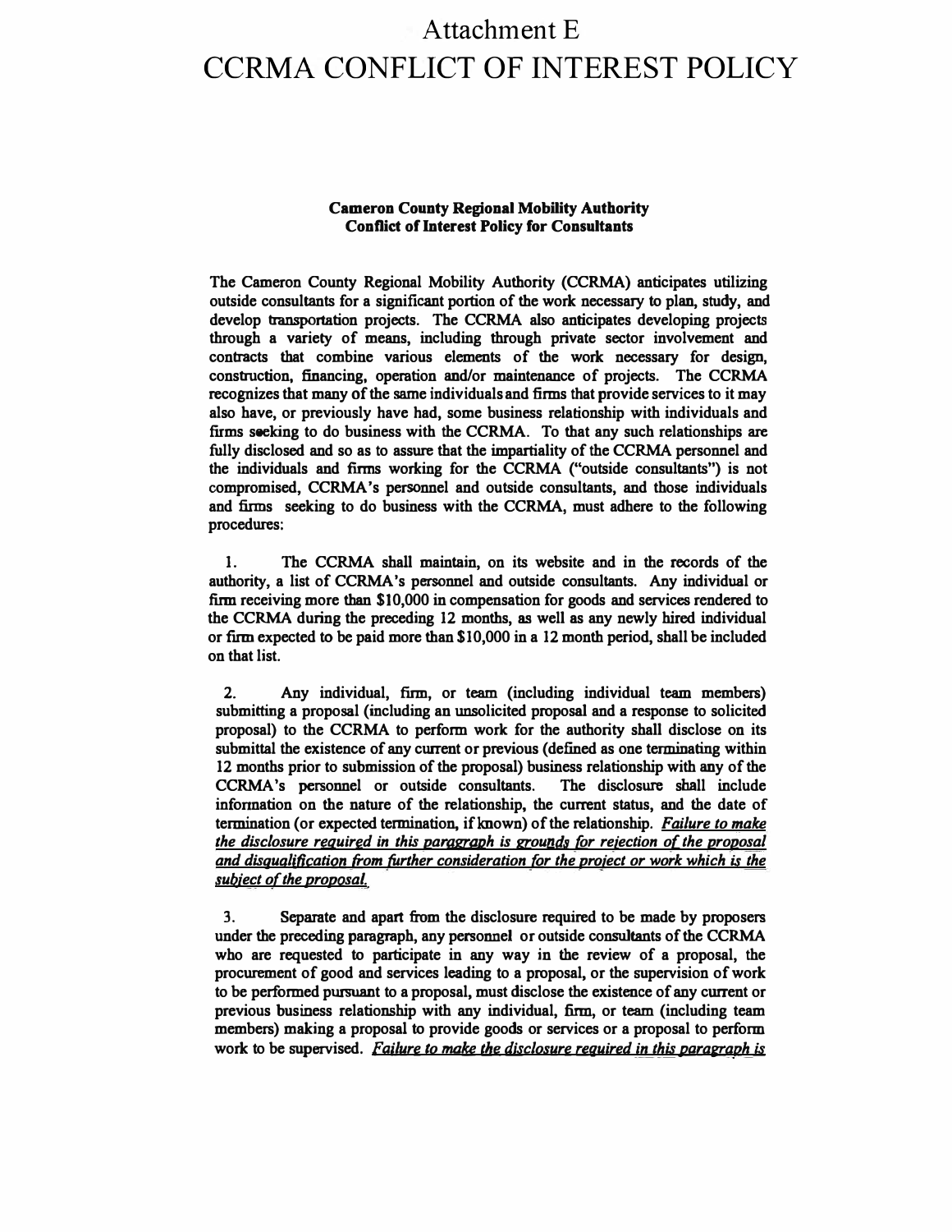# Attachment E

# CCRMA CONFLICT OF INTEREST POLICY

**Cameron County Regional Mobility Authority**
**Conflict of Interest Policy for Consultants**

The Cameron County Regional Mobility Authority (CCRMA) anticipates utilizing outside consultants for a significant portion of the work necessary to plan, study, and develop transportation projects. The CCRMA also anticipates developing projects through a variety of means, including through private sector involvement and contracts that combine various elements of the work necessary for design, construction, financing, operation and/or maintenance of projects. The CCRMA recognizes that many of the same individuals and firms that provide services to it may also have, or previously have had, some business relationship with individuals and firms seeking to do business with the CCRMA. To that any such relationships are fully disclosed and so as to assure that the impartiality of the CCRMA personnel and the individuals and firms working for the CCRMA ("outside consultants") is not compromised, CCRMA's personnel and outside consultants, and those individuals and firms seeking to do business with the CCRMA, must adhere to the following procedures:

1. The CCRMA shall maintain, on its website and in the records of the authority, a list of CCRMA's personnel and outside consultants. Any individual or firm receiving more than $10,000 in compensation for goods and services rendered to the CCRMA during the preceding 12 months, as well as any newly hired individual or firm expected to be paid more than $10,000 in a 12 month period, shall be included on that list.

2. Any individual, firm, or team (including individual team members) submitting a proposal (including an unsolicited proposal and a response to solicited proposal) to the CCRMA to perform work for the authority shall disclose on its submittal the existence of any current or previous (defined as one terminating within 12 months prior to submission of the proposal) business relationship with any of the CCRMA's personnel or outside consultants. The disclosure shall include information on the nature of the relationship, the current status, and the date of termination (or expected termination, if known) of the relationship. *Failure to make the disclosure required in this paragraph is grounds for rejection of the proposal and disqualification from further consideration for the project or work which is the subject of the proposal.*

3. Separate and apart from the disclosure required to be made by proposers under the preceding paragraph, any personnel or outside consultants of the CCRMA who are requested to participate in any way in the review of a proposal, the procurement of good and services leading to a proposal, or the supervision of work to be performed pursuant to a proposal, must disclose the existence of any current or previous business relationship with any individual, firm, or team (including team members) making a proposal to provide goods or services or a proposal to perform work to be supervised. *Failure to make the disclosure required in this paragraph is*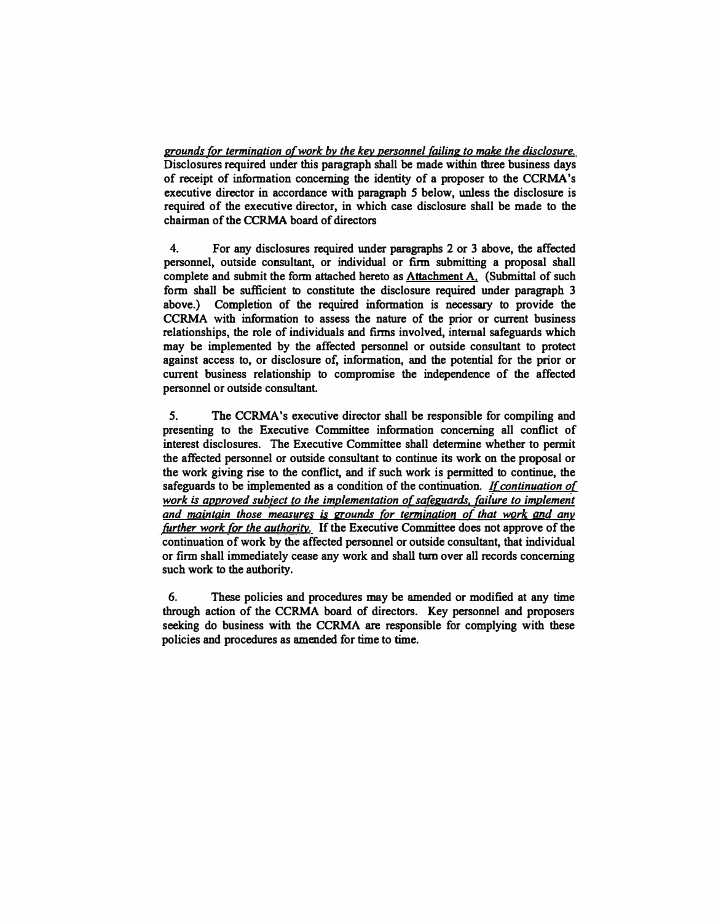*grounds for termination of work by the key personnel failing to make the disclosure.* Disclosures required under this paragraph shall be made within three business days of receipt of information concerning the identity of a proposer to the CCRMA's executive director in accordance with paragraph 5 below, unless the disclosure is required of the executive director, in which case disclosure shall be made to the chairman of the CCRMA board of directors

4. For any disclosures required under paragraphs 2 or 3 above, the affected personnel, outside consultant, or individual or firm submitting a proposal shall complete and submit the form attached hereto as Attachment A. (Submittal of such form shall be sufficient to constitute the disclosure required under paragraph 3 above.) Completion of the required information is necessary to provide the CCRMA with information to assess the nature of the prior or current business relationships, the role of individuals and firms involved, internal safeguards which may be implemented by the affected personnel or outside consultant to protect against access to, or disclosure of, information, and the potential for the prior or current business relationship to compromise the independence of the affected personnel or outside consultant.

5. The CCRMA's executive director shall be responsible for compiling and presenting to the Executive Committee information concerning all conflict of interest disclosures. The Executive Committee shall determine whether to permit the affected personnel or outside consultant to continue its work on the proposal or the work giving rise to the conflict, and if such work is permitted to continue, the safeguards to be implemented as a condition of the continuation. *If continuation of work is approved subject to the implementation of safeguards, failure to implement and maintain those measures is grounds for termination of that work and any further work for the authority.* If the Executive Committee does not approve of the continuation of work by the affected personnel or outside consultant, that individual or firm shall immediately cease any work and shall turn over all records concerning such work to the authority.

6. These policies and procedures may be amended or modified at any time through action of the CCRMA board of directors. Key personnel and proposers seeking do business with the CCRMA are responsible for complying with these policies and procedures as amended for time to time.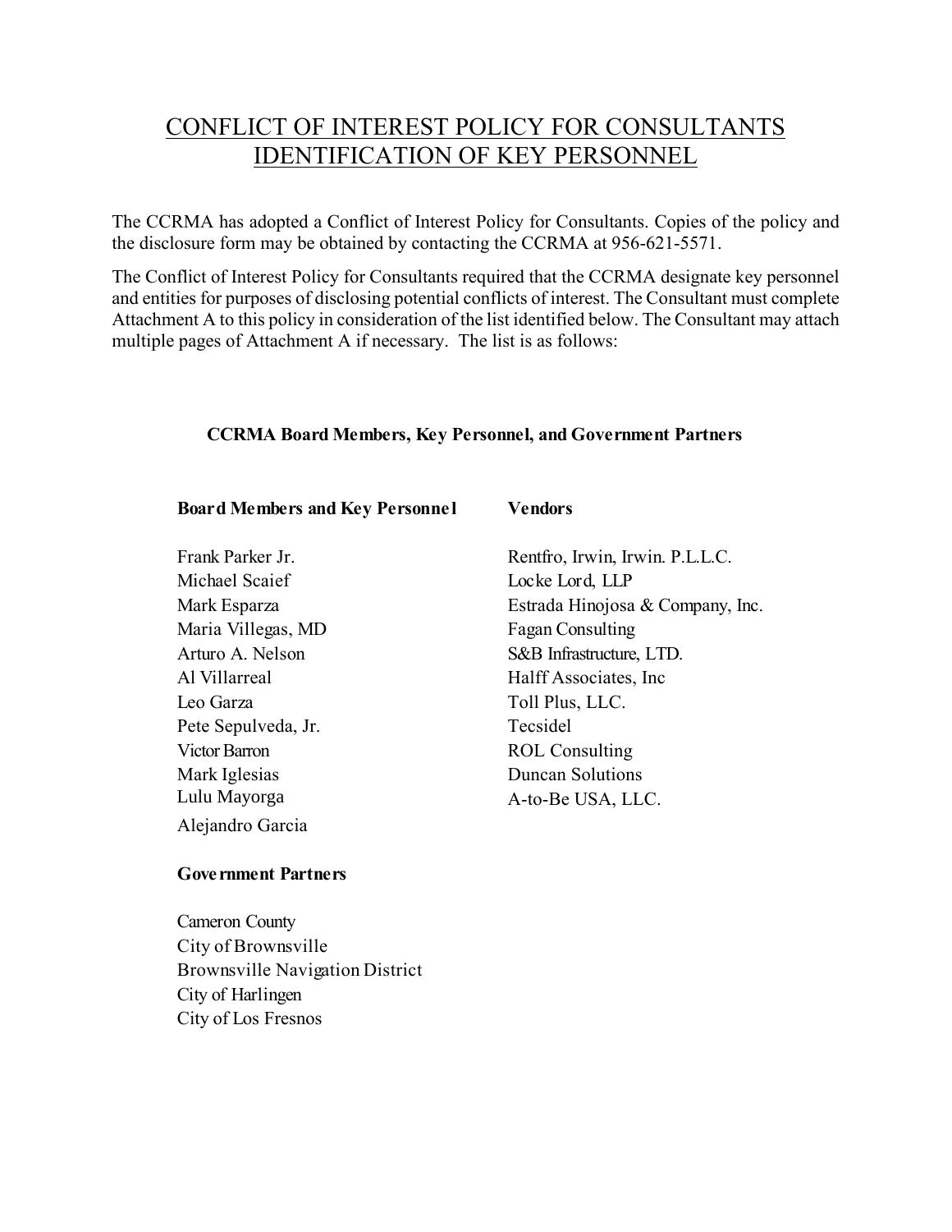# CONFLICT OF INTEREST POLICY FOR CONSULTANTS IDENTIFICATION OF KEY PERSONNEL

The CCRMA has adopted a Conflict of Interest Policy for Consultants. Copies of the policy and the disclosure form may be obtained by contacting the CCRMA at 956-621-5571.

The Conflict of Interest Policy for Consultants required that the CCRMA designate key personnel and entities for purposes of disclosing potential conflicts of interest. The Consultant must complete Attachment A to this policy in consideration of the list identified below. The Consultant may attach multiple pages of Attachment A if necessary. The list is as follows:

### CCRMA Board Members, Key Personnel, and Government Partners

**Board Members and Key Personnel**

Frank Parker Jr.
Michael Scaief
Mark Esparza
Maria Villegas, MD
Arturo A. Nelson
Al Villarreal
Leo Garza
Pete Sepulveda, Jr.
Victor Barron
Mark Iglesias
Lulu Mayorga
Alejandro Garcia

**Vendors**

Rentfro, Irwin, Irwin. P.L.L.C.
Locke Lord, LLP
Estrada Hinojosa & Company, Inc.
Fagan Consulting
S&B Infrastructure, LTD.
Halff Associates, Inc
Toll Plus, LLC.
Tecsidel
ROL Consulting
Duncan Solutions
A-to-Be USA, LLC.

**Government Partners**

Cameron County
City of Brownsville
Brownsville Navigation District
City of Harlingen
City of Los Fresnos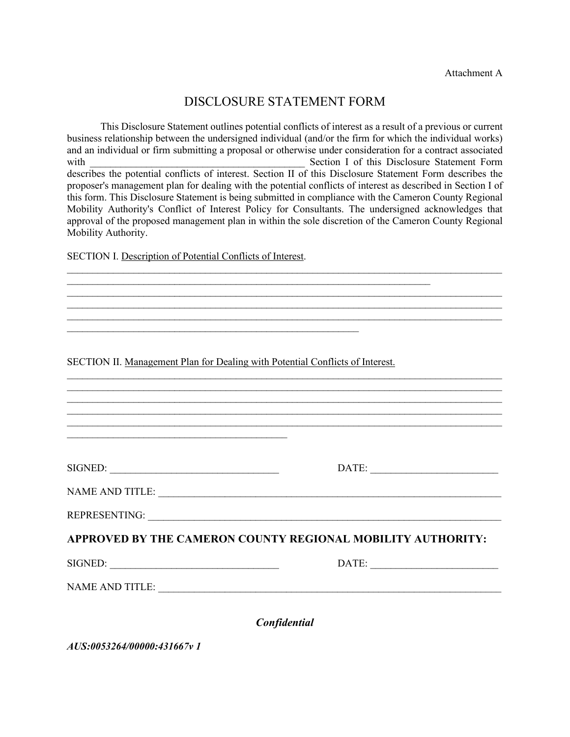Attachment A

# DISCLOSURE STATEMENT FORM

This Disclosure Statement outlines potential conflicts of interest as a result of a previous or current business relationship between the undersigned individual (and/or the firm for which the individual works) and an individual or firm submitting a proposal or otherwise under consideration for a contract associated with ________________________________________ Section I of this Disclosure Statement Form describes the potential conflicts of interest. Section II of this Disclosure Statement Form describes the proposer's management plan for dealing with the potential conflicts of interest as described in Section I of this form. This Disclosure Statement is being submitted in compliance with the Cameron County Regional Mobility Authority's Conflict of Interest Policy for Consultants. The undersigned acknowledges that approval of the proposed management plan in within the sole discretion of the Cameron County Regional Mobility Authority.

SECTION I. Description of Potential Conflicts of Interest.

______________________________________________________________________________

______________________________________________________________________

______________________________________________________________________________

______________________________________________________________________________

______________________________________________________________________________

________________________________________________________

SECTION II. Management Plan for Dealing with Potential Conflicts of Interest.

______________________________________________________________________________

______________________________________________________________________________

______________________________________________________________________________

______________________________________________________________________________

______________________________________________________________________________

__________________________________________

SIGNED: ________________________________ DATE: ________________________

NAME AND TITLE: _________________________________________________________________

REPRESENTING: __________________________________________________________________

**APPROVED BY THE CAMERON COUNTY REGIONAL MOBILITY AUTHORITY:**

SIGNED: ________________________________ DATE: ________________________

NAME AND TITLE: _________________________________________________________________

***Confidential***

***AUS:0053264/00000:431667v 1***